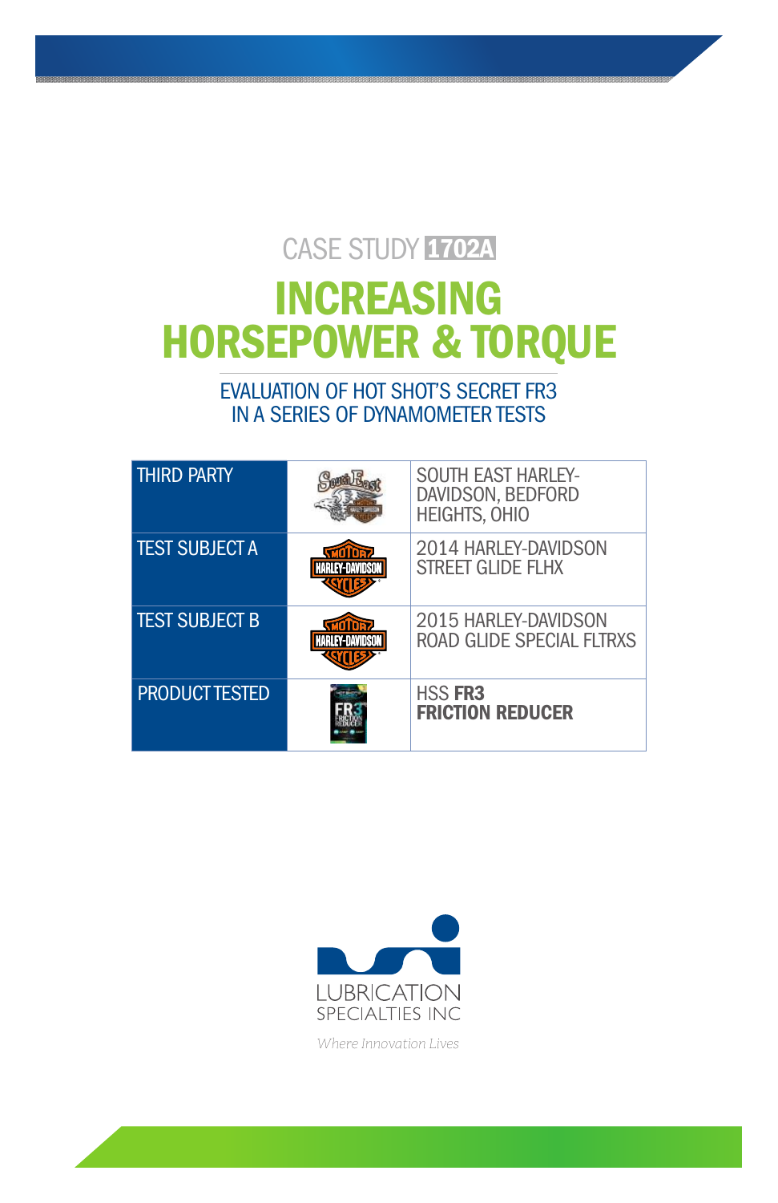CASE STUDY **1702A**

# INCREASING HORSEPOWER & TORQUE

## EVALUATION OF HOT SHOT'S SECRET FR3 IN A SERIES OF DYNAMOMETER TESTS

| | | |
|---|---|---|
| THIRD PARTY | | SOUTH EAST HARLEY-DAVIDSON, BEDFORD HEIGHTS, OHIO |
| TEST SUBJECT A | | 2014 HARLEY-DAVIDSON STREET GLIDE FLHX |
| TEST SUBJECT B | | 2015 HARLEY-DAVIDSON ROAD GLIDE SPECIAL FLTRXS |
| PRODUCT TESTED | | HSS **FR3 FRICTION REDUCER** |

LUBRICATION SPECIALTIES INC

*Where Innovation Lives*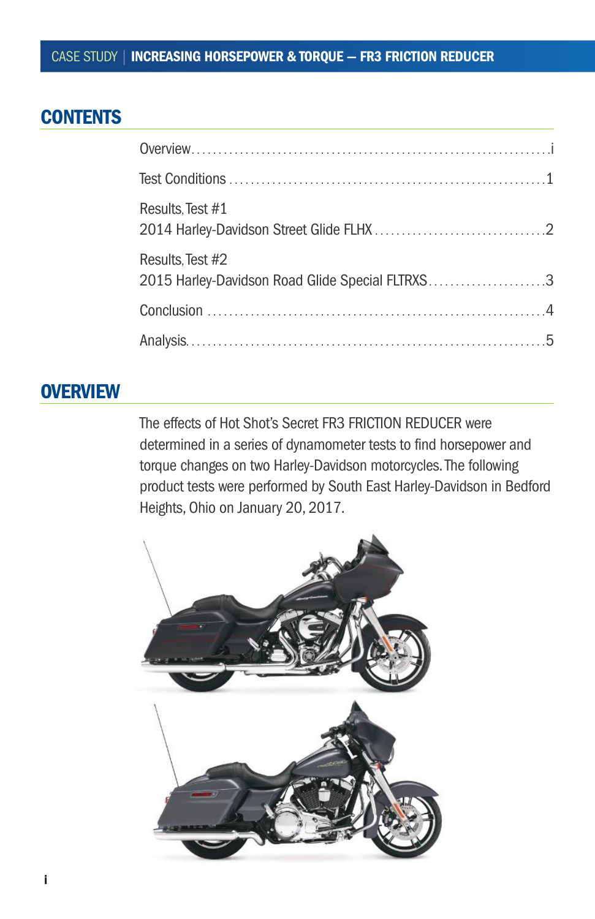## CONTENTS

| | |
|---|---|
| Overview | i |
| Test Conditions | 1 |
| Results, Test #1<br>2014 Harley-Davidson Street Glide FLHX | 2 |
| Results, Test #2<br>2015 Harley-Davidson Road Glide Special FLTRXS | 3 |
| Conclusion | 4 |
| Analysis | 5 |

## OVERVIEW

The effects of Hot Shot's Secret FR3 FRICTION REDUCER were determined in a series of dynamometer tests to find horsepower and torque changes on two Harley-Davidson motorcycles. The following product tests were performed by South East Harley-Davidson in Bedford Heights, Ohio on January 20, 2017.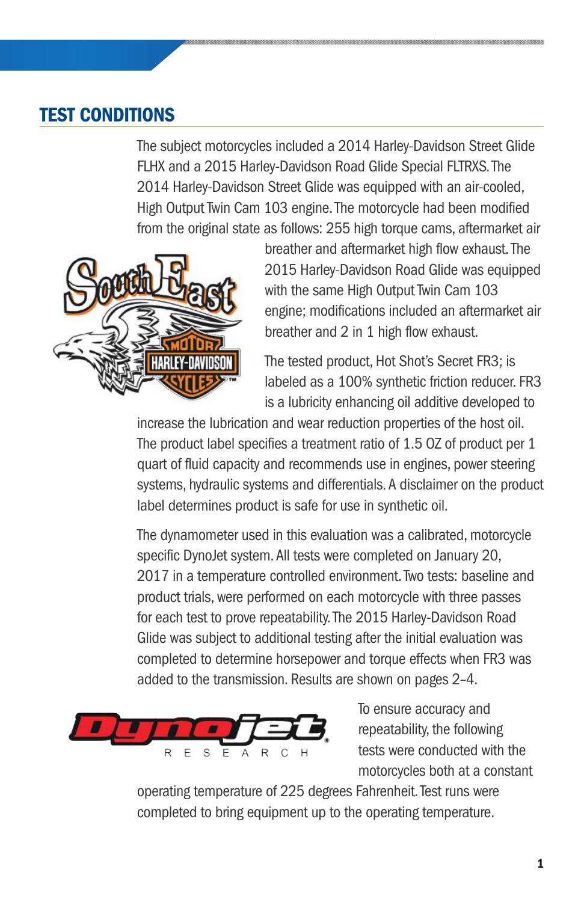## TEST CONDITIONS

The subject motorcycles included a 2014 Harley-Davidson Street Glide FLHX and a 2015 Harley-Davidson Road Glide Special FLTRXS. The 2014 Harley-Davidson Street Glide was equipped with an air-cooled, High Output Twin Cam 103 engine. The motorcycle had been modified from the original state as follows: 255 high torque cams, aftermarket air breather and aftermarket high flow exhaust. The 2015 Harley-Davidson Road Glide was equipped with the same High Output Twin Cam 103 engine; modifications included an aftermarket air breather and 2 in 1 high flow exhaust.

The tested product, Hot Shot's Secret FR3; is labeled as a 100% synthetic friction reducer. FR3 is a lubricity enhancing oil additive developed to increase the lubrication and wear reduction properties of the host oil. The product label specifies a treatment ratio of 1.5 OZ of product per 1 quart of fluid capacity and recommends use in engines, power steering systems, hydraulic systems and differentials. A disclaimer on the product label determines product is safe for use in synthetic oil.

The dynamometer used in this evaluation was a calibrated, motorcycle specific DynoJet system. All tests were completed on January 20, 2017 in a temperature controlled environment. Two tests: baseline and product trials, were performed on each motorcycle with three passes for each test to prove repeatability. The 2015 Harley-Davidson Road Glide was subject to additional testing after the initial evaluation was completed to determine horsepower and torque effects when FR3 was added to the transmission. Results are shown on pages 2–4.

To ensure accuracy and repeatability, the following tests were conducted with the motorcycles both at a constant operating temperature of 225 degrees Fahrenheit. Test runs were completed to bring equipment up to the operating temperature.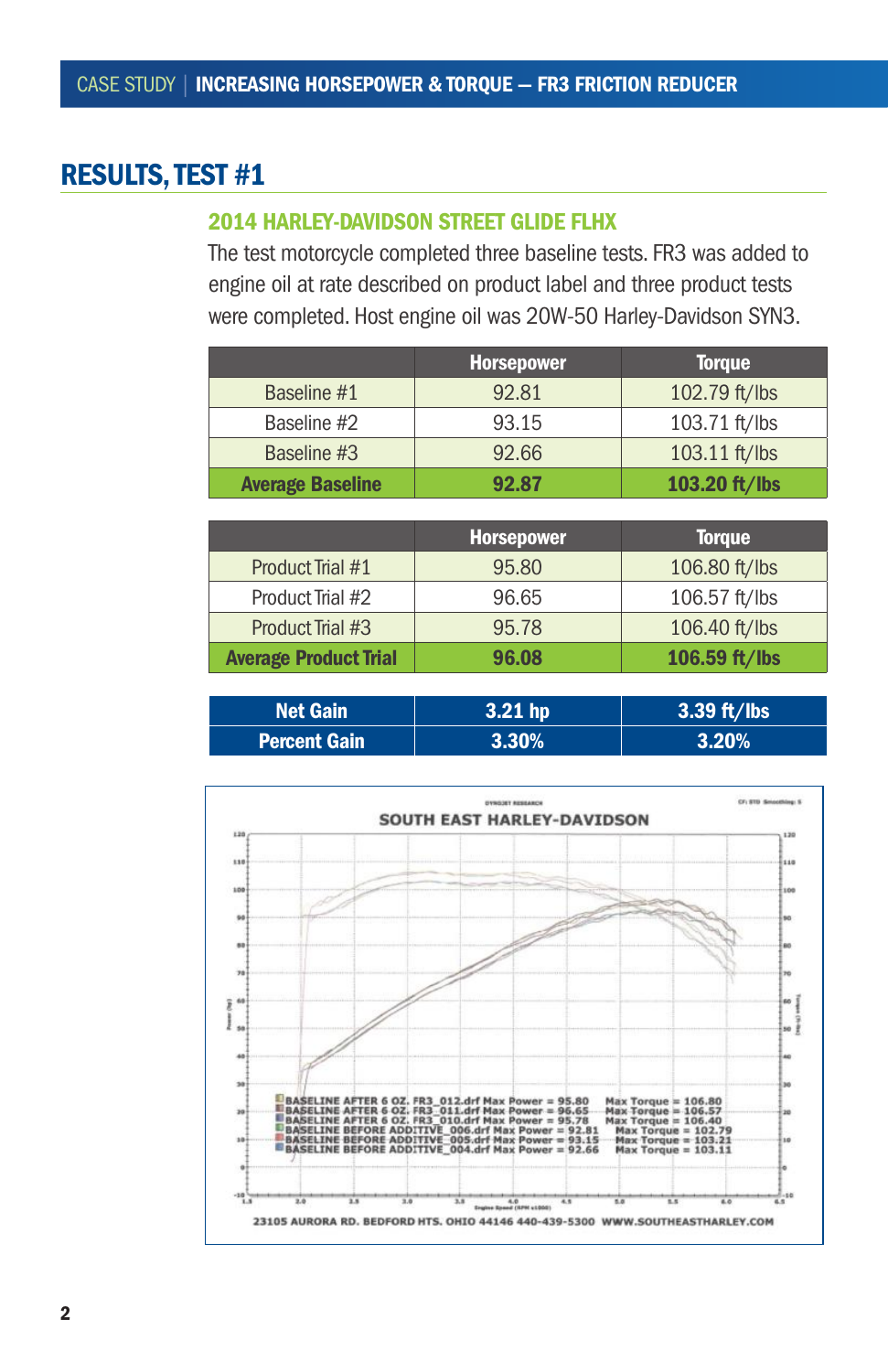# RESULTS, TEST #1

### 2014 HARLEY-DAVIDSON STREET GLIDE FLHX

The test motorcycle completed three baseline tests. FR3 was added to engine oil at rate described on product label and three product tests were completed. Host engine oil was 20W-50 Harley-Davidson SYN3.

| | Horsepower | Torque |
|---|---|---|
| Baseline #1 | 92.81 | 102.79 ft/lbs |
| Baseline #2 | 93.15 | 103.71 ft/lbs |
| Baseline #3 | 92.66 | 103.11 ft/lbs |
| **Average Baseline** | **92.87** | **103.20 ft/lbs** |

| | Horsepower | Torque |
|---|---|---|
| Product Trial #1 | 95.80 | 106.80 ft/lbs |
| Product Trial #2 | 96.65 | 106.57 ft/lbs |
| Product Trial #3 | 95.78 | 106.40 ft/lbs |
| **Average Product Trial** | **96.08** | **106.59 ft/lbs** |

| | | |
|---|---|---|
| **Net Gain** | **3.21 hp** | **3.39 ft/lbs** |
| **Percent Gain** | **3.30%** | **3.20%** |

SOUTH EAST HARLEY-DAVIDSON

BASELINE AFTER 6 OZ. FR3_012.drf Max Power = 95.80 Max Torque = 106.80
BASELINE AFTER 6 OZ. FR3_011.drf Max Power = 96.65 Max Torque = 106.57
BASELINE AFTER 6 OZ. FR3_010.drf Max Power = 95.78 Max Torque = 106.40
BASELINE BEFORE ADDITIVE_006.drf Max Power = 92.81 Max Torque = 102.79
BASELINE BEFORE ADDITIVE_005.drf Max Power = 93.15 Max Torque = 103.21
BASELINE BEFORE ADDITIVE_004.drf Max Power = 92.66 Max Torque = 103.11

23105 AURORA RD. BEDFORD HTS. OHIO 44146 440-439-5300 WWW.SOUTHEASTHARLEY.COM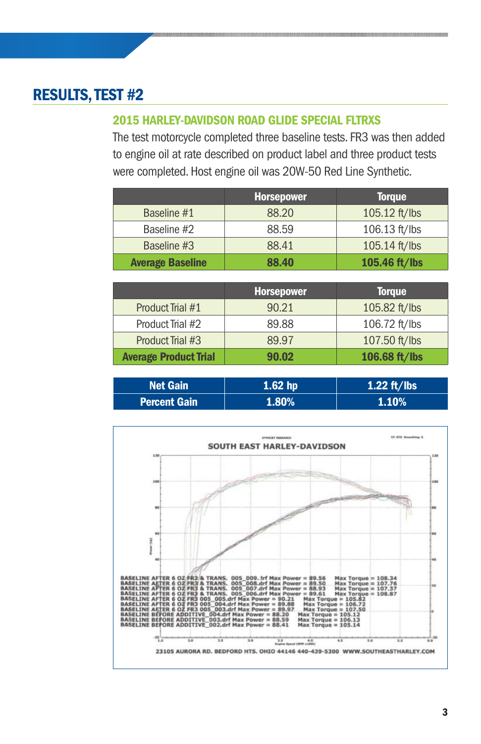## RESULTS, TEST #2

### 2015 HARLEY-DAVIDSON ROAD GLIDE SPECIAL FLTRXS

The test motorcycle completed three baseline tests. FR3 was then added to engine oil at rate described on product label and three product tests were completed. Host engine oil was 20W-50 Red Line Synthetic.

| | Horsepower | Torque |
|---|---|---|
| Baseline #1 | 88.20 | 105.12 ft/lbs |
| Baseline #2 | 88.59 | 106.13 ft/lbs |
| Baseline #3 | 88.41 | 105.14 ft/lbs |
| **Average Baseline** | **88.40** | **105.46 ft/lbs** |

| | Horsepower | Torque |
|---|---|---|
| Product Trial #1 | 90.21 | 105.82 ft/lbs |
| Product Trial #2 | 89.88 | 106.72 ft/lbs |
| Product Trial #3 | 89.97 | 107.50 ft/lbs |
| **Average Product Trial** | **90.02** | **106.68 ft/lbs** |

| | | |
|---|---|---|
| **Net Gain** | **1.62 hp** | **1.22 ft/lbs** |
| **Percent Gain** | **1.80%** | **1.10%** |

SOUTH EAST HARLEY-DAVIDSON

BASELINE AFTER 6 OZ FR3 & TRANS. 005_009.1rf Max Power = 89.56 Max Torque = 108.34
BASELINE AFTER 6 OZ FR3 & TRANS. 005_008.drf Max Power = 89.50 Max Torque = 107.76
BASELINE AFTER 6 OZ FR3 & TRANS. 005_007.drf Max Power = 88.93 Max Torque = 107.37
BASELINE AFTER 6 OZ FR3 & TRANS. 005_006.drf Max Power = 89.61 Max Torque = 108.87
BASELINE AFTER 6 OZ FR3 005_005.drf Max Power = 90.21 Max Torque = 105.82
BASELINE AFTER 6 OZ FR3 005_004.drf Max Power = 89.88 Max Torque = 106.72
BASELINE AFTER 6 OZ FR3 005_003.drf Max Power = 89.97 Max Torque = 107.50
BASELINE BEFORE ADDITIVE_004.drf Max Power = 88.20 Max Torque = 105.12
BASELINE BEFORE ADDITIVE_003.drf Max Power = 88.59 Max Torque = 106.13
BASELINE BEFORE ADDITIVE_002.drf Max Power = 88.41 Max Torque = 105.14

23105 AURORA RD. BEDFORD HTS. OHIO 44146 440-439-5300 WWW.SOUTHEASTHARLEY.COM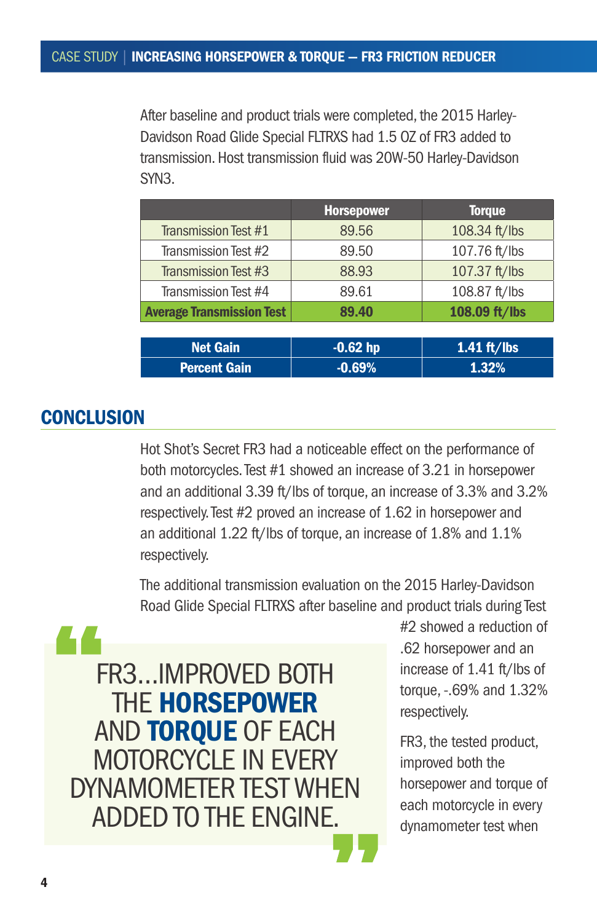After baseline and product trials were completed, the 2015 Harley-Davidson Road Glide Special FLTRXS had 1.5 OZ of FR3 added to transmission. Host transmission fluid was 20W-50 Harley-Davidson SYN3.

| | Horsepower | Torque |
|---|---|---|
| Transmission Test #1 | 89.56 | 108.34 ft/lbs |
| Transmission Test #2 | 89.50 | 107.76 ft/lbs |
| Transmission Test #3 | 88.93 | 107.37 ft/lbs |
| Transmission Test #4 | 89.61 | 108.87 ft/lbs |
| **Average Transmission Test** | **89.40** | **108.09 ft/lbs** |

| | | |
|---|---|---|
| **Net Gain** | **-0.62 hp** | **1.41 ft/lbs** |
| **Percent Gain** | **-0.69%** | **1.32%** |

## CONCLUSION

Hot Shot's Secret FR3 had a noticeable effect on the performance of both motorcycles. Test #1 showed an increase of 3.21 in horsepower and an additional 3.39 ft/lbs of torque, an increase of 3.3% and 3.2% respectively. Test #2 proved an increase of 1.62 in horsepower and an additional 1.22 ft/lbs of torque, an increase of 1.8% and 1.1% respectively.

The additional transmission evaluation on the 2015 Harley-Davidson Road Glide Special FLTRXS after baseline and product trials during Test #2 showed a reduction of .62 horsepower and an increase of 1.41 ft/lbs of torque, -.69% and 1.32% respectively.

> "FR3...IMPROVED BOTH THE **HORSEPOWER** AND **TORQUE** OF EACH MOTORCYCLE IN EVERY DYNAMOMETER TEST WHEN ADDED TO THE ENGINE."

FR3, the tested product, improved both the horsepower and torque of each motorcycle in every dynamometer test when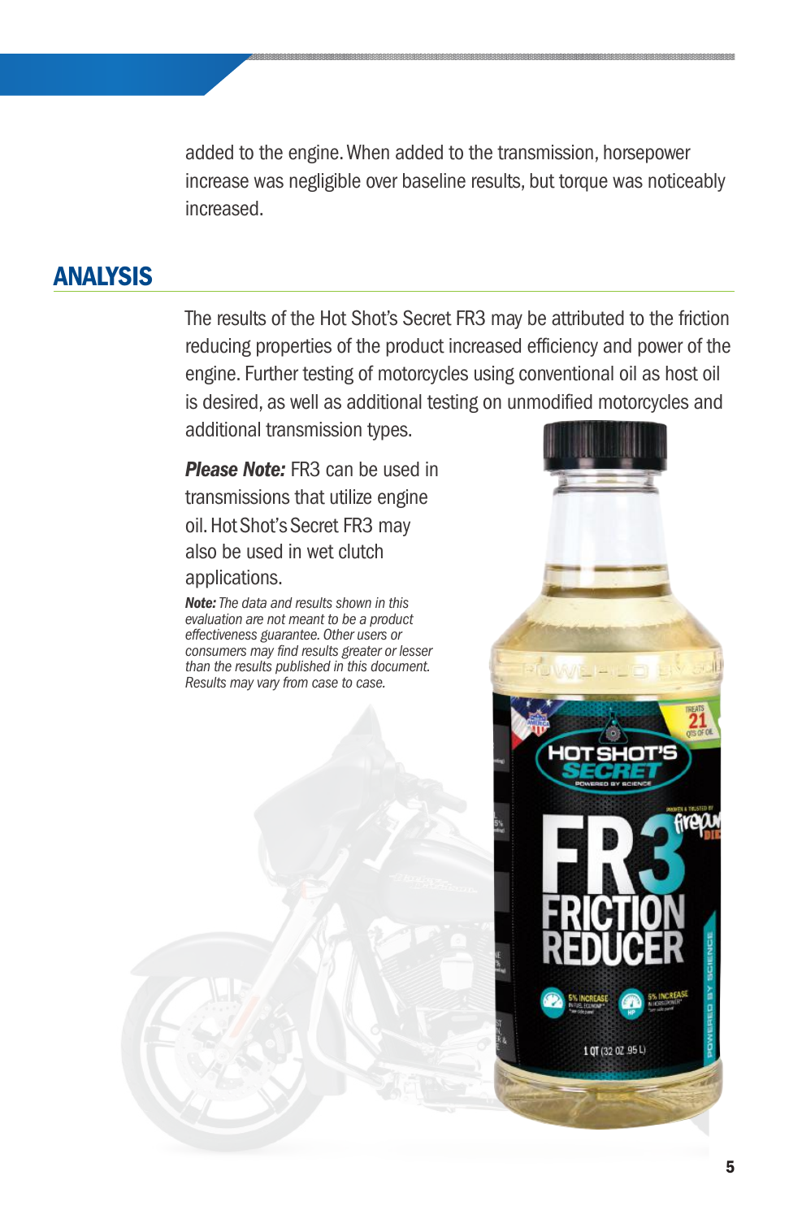added to the engine. When added to the transmission, horsepower increase was negligible over baseline results, but torque was noticeably increased.

## ANALYSIS

The results of the Hot Shot's Secret FR3 may be attributed to the friction reducing properties of the product increased efficiency and power of the engine. Further testing of motorcycles using conventional oil as host oil is desired, as well as additional testing on unmodified motorcycles and additional transmission types.

***Please Note:*** FR3 can be used in transmissions that utilize engine oil. Hot Shot's Secret FR3 may also be used in wet clutch applications.

***Note:*** *The data and results shown in this evaluation are not meant to be a product effectiveness guarantee. Other users or consumers may find results greater or lesser than the results published in this document. Results may vary from case to case.*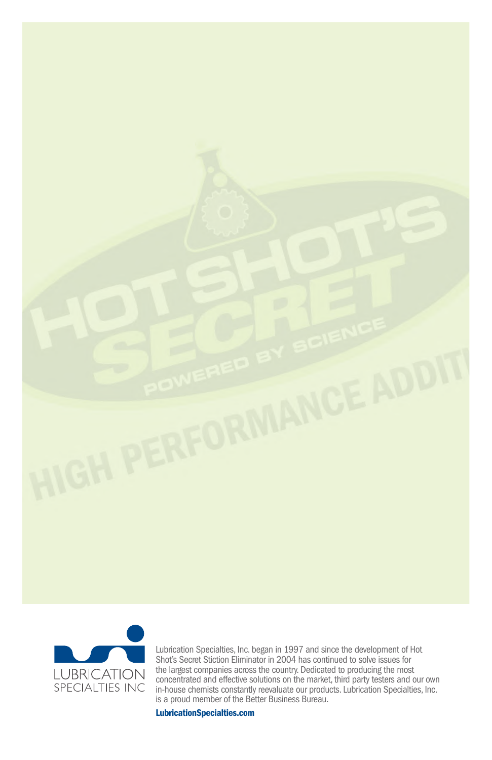Lubrication Specialties, Inc. began in 1997 and since the development of Hot Shot's Secret Stiction Eliminator in 2004 has continued to solve issues for the largest companies across the country. Dedicated to producing the most concentrated and effective solutions on the market, third party testers and our own in-house chemists constantly reevaluate our products. Lubrication Specialties, Inc. is a proud member of the Better Business Bureau.

**LubricationSpecialties.com**